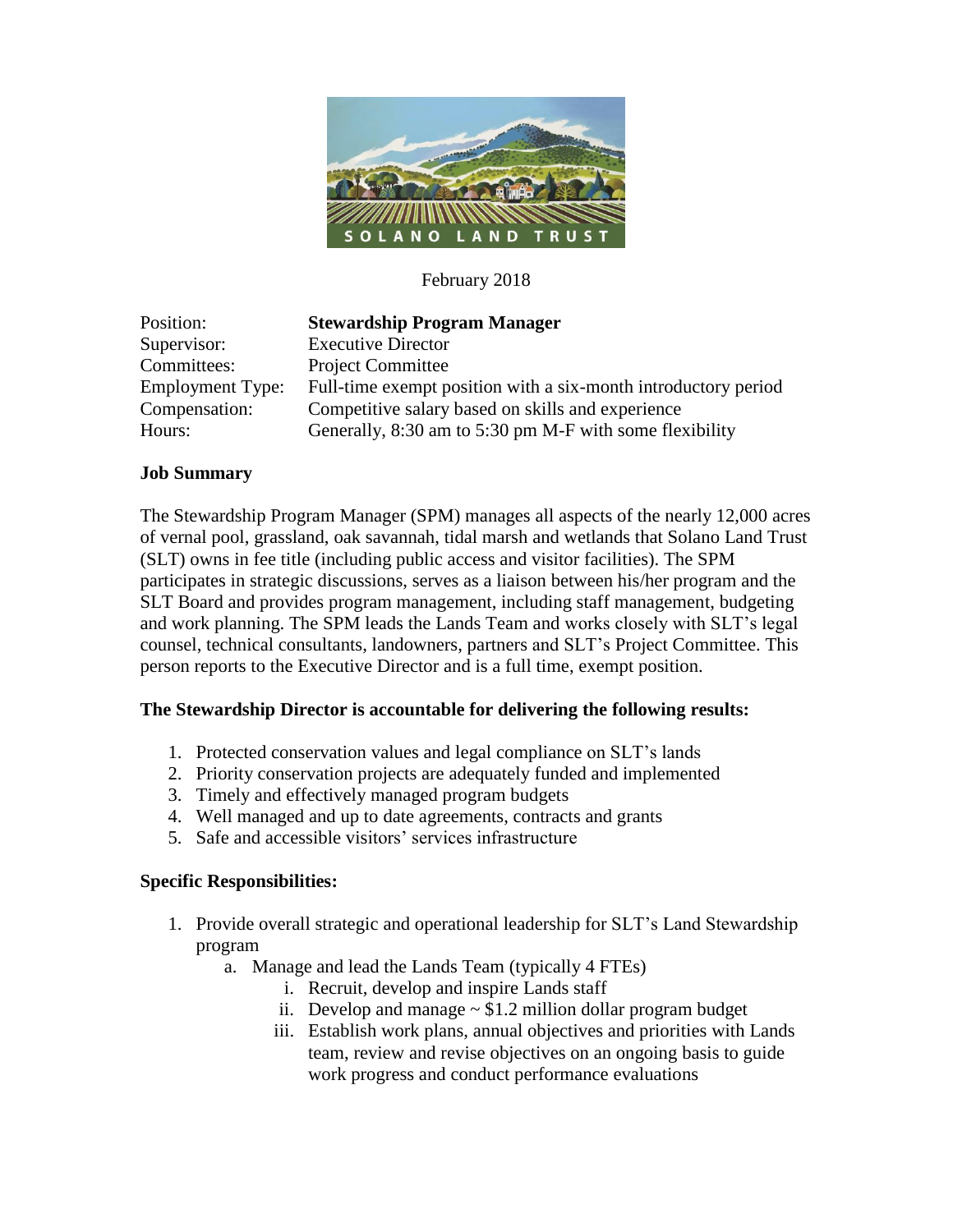SOLANO LAND TRUST

February 2018

| | |
|---|---|
| Position: | **Stewardship Program Manager** |
| Supervisor: | Executive Director |
| Committees: | Project Committee |
| Employment Type: | Full-time exempt position with a six-month introductory period |
| Compensation: | Competitive salary based on skills and experience |
| Hours: | Generally, 8:30 am to 5:30 pm M-F with some flexibility |

**Job Summary**

The Stewardship Program Manager (SPM) manages all aspects of the nearly 12,000 acres of vernal pool, grassland, oak savannah, tidal marsh and wetlands that Solano Land Trust (SLT) owns in fee title (including public access and visitor facilities). The SPM participates in strategic discussions, serves as a liaison between his/her program and the SLT Board and provides program management, including staff management, budgeting and work planning. The SPM leads the Lands Team and works closely with SLT's legal counsel, technical consultants, landowners, partners and SLT's Project Committee. This person reports to the Executive Director and is a full time, exempt position.

**The Stewardship Director is accountable for delivering the following results:**

1. Protected conservation values and legal compliance on SLT's lands
2. Priority conservation projects are adequately funded and implemented
3. Timely and effectively managed program budgets
4. Well managed and up to date agreements, contracts and grants
5. Safe and accessible visitors' services infrastructure

**Specific Responsibilities:**

1. Provide overall strategic and operational leadership for SLT's Land Stewardship program
    a. Manage and lead the Lands Team (typically 4 FTEs)
        i. Recruit, develop and inspire Lands staff
        ii. Develop and manage ~ $1.2 million dollar program budget
        iii. Establish work plans, annual objectives and priorities with Lands team, review and revise objectives on an ongoing basis to guide work progress and conduct performance evaluations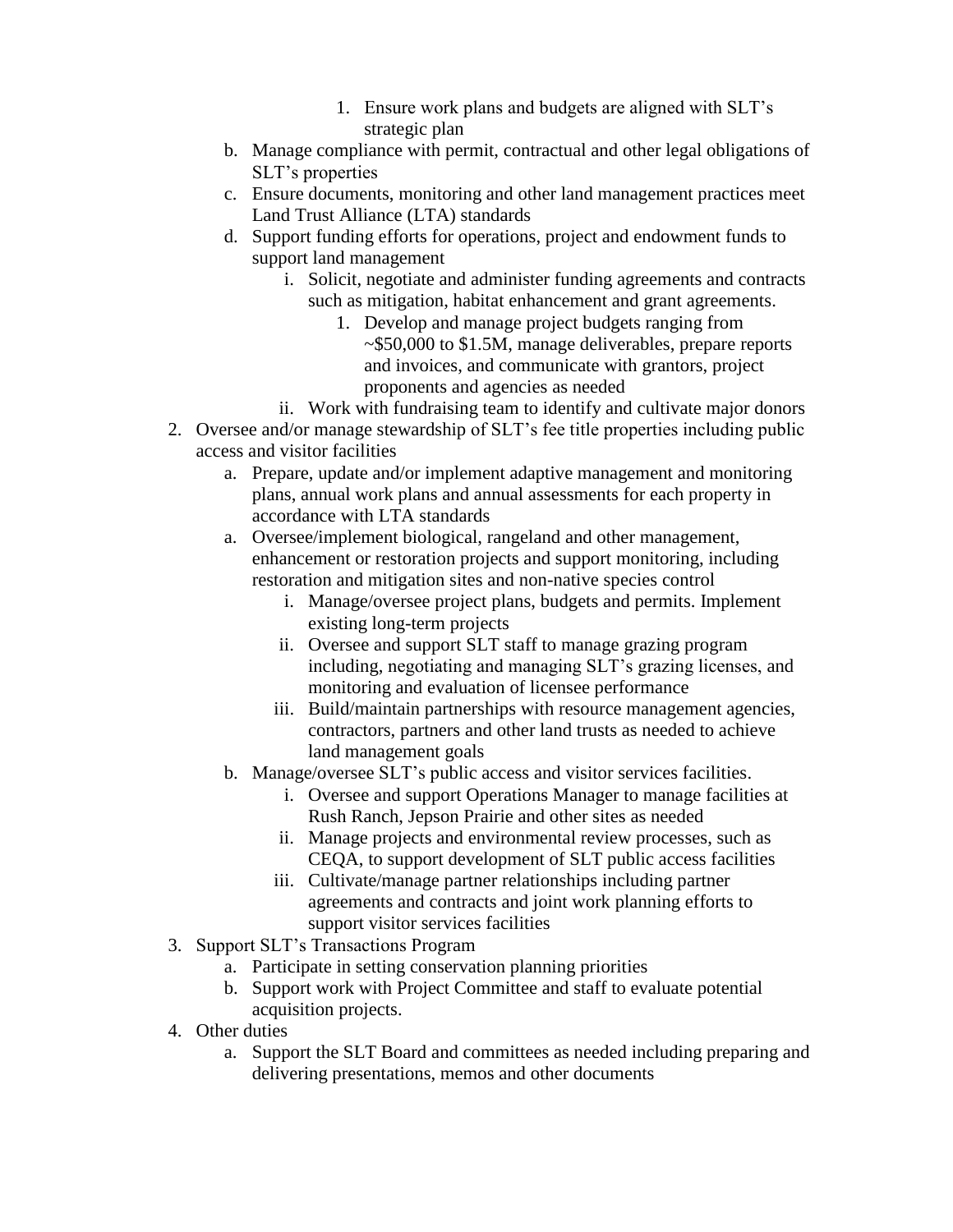1. Ensure work plans and budgets are aligned with SLT's strategic plan

   b. Manage compliance with permit, contractual and other legal obligations of SLT's properties
   c. Ensure documents, monitoring and other land management practices meet Land Trust Alliance (LTA) standards
   d. Support funding efforts for operations, project and endowment funds to support land management
      i. Solicit, negotiate and administer funding agreements and contracts such as mitigation, habitat enhancement and grant agreements.
         1. Develop and manage project budgets ranging from ~$50,000 to $1.5M, manage deliverables, prepare reports and invoices, and communicate with grantors, project proponents and agencies as needed
      ii. Work with fundraising team to identify and cultivate major donors

2. Oversee and/or manage stewardship of SLT's fee title properties including public access and visitor facilities
   a. Prepare, update and/or implement adaptive management and monitoring plans, annual work plans and annual assessments for each property in accordance with LTA standards
   a. Oversee/implement biological, rangeland and other management, enhancement or restoration projects and support monitoring, including restoration and mitigation sites and non-native species control
      i. Manage/oversee project plans, budgets and permits. Implement existing long-term projects
      ii. Oversee and support SLT staff to manage grazing program including, negotiating and managing SLT's grazing licenses, and monitoring and evaluation of licensee performance
      iii. Build/maintain partnerships with resource management agencies, contractors, partners and other land trusts as needed to achieve land management goals
   b. Manage/oversee SLT's public access and visitor services facilities.
      i. Oversee and support Operations Manager to manage facilities at Rush Ranch, Jepson Prairie and other sites as needed
      ii. Manage projects and environmental review processes, such as CEQA, to support development of SLT public access facilities
      iii. Cultivate/manage partner relationships including partner agreements and contracts and joint work planning efforts to support visitor services facilities

3. Support SLT's Transactions Program
   a. Participate in setting conservation planning priorities
   b. Support work with Project Committee and staff to evaluate potential acquisition projects.

4. Other duties
   a. Support the SLT Board and committees as needed including preparing and delivering presentations, memos and other documents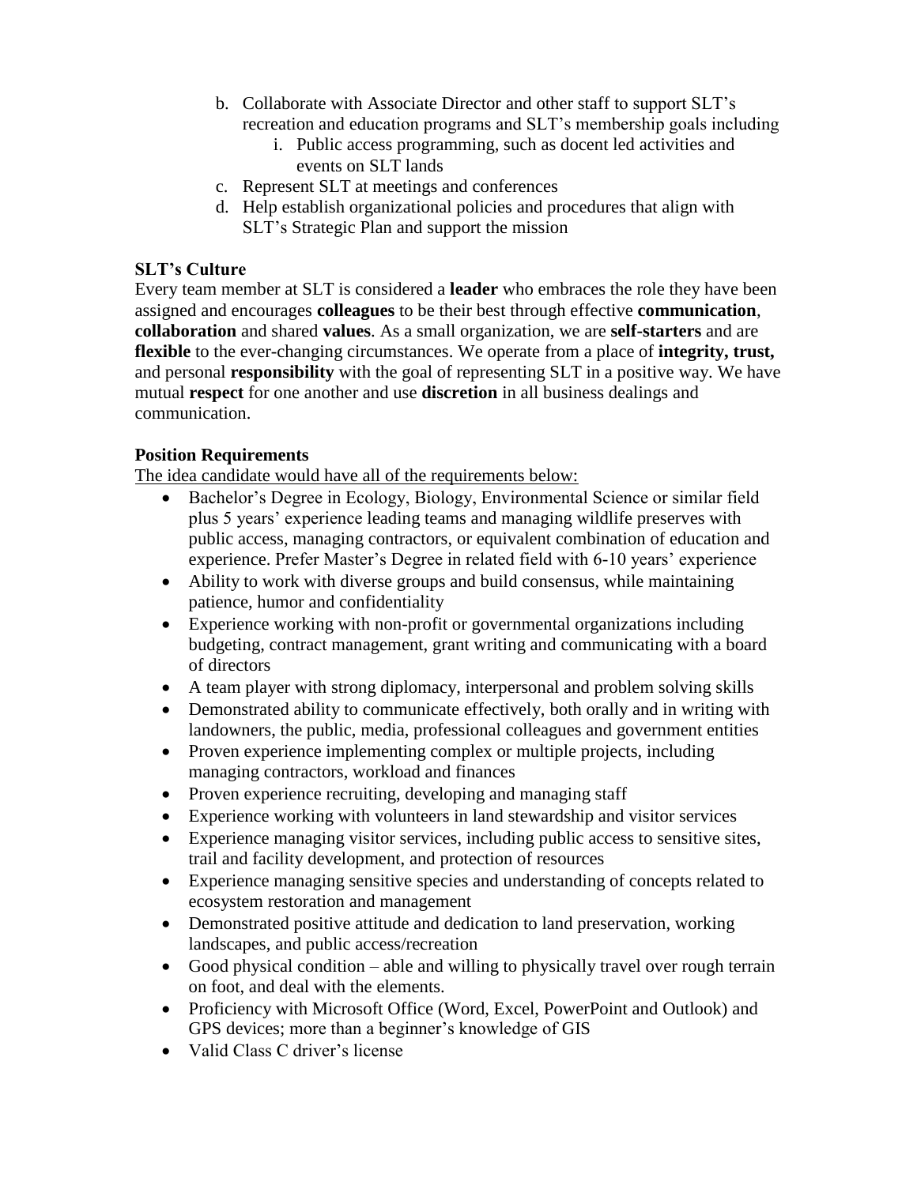b. Collaborate with Associate Director and other staff to support SLT's recreation and education programs and SLT's membership goals including
      i. Public access programming, such as docent led activities and events on SLT lands
   c. Represent SLT at meetings and conferences
   d. Help establish organizational policies and procedures that align with SLT's Strategic Plan and support the mission

**SLT's Culture**

Every team member at SLT is considered a **leader** who embraces the role they have been assigned and encourages **colleagues** to be their best through effective **communication**, **collaboration** and shared **values**. As a small organization, we are **self-starters** and are **flexible** to the ever-changing circumstances. We operate from a place of **integrity, trust,** and personal **responsibility** with the goal of representing SLT in a positive way. We have mutual **respect** for one another and use **discretion** in all business dealings and communication.

**Position Requirements**

<u>The idea candidate would have all of the requirements below:</u>

- Bachelor's Degree in Ecology, Biology, Environmental Science or similar field plus 5 years' experience leading teams and managing wildlife preserves with public access, managing contractors, or equivalent combination of education and experience. Prefer Master's Degree in related field with 6-10 years' experience
- Ability to work with diverse groups and build consensus, while maintaining patience, humor and confidentiality
- Experience working with non-profit or governmental organizations including budgeting, contract management, grant writing and communicating with a board of directors
- A team player with strong diplomacy, interpersonal and problem solving skills
- Demonstrated ability to communicate effectively, both orally and in writing with landowners, the public, media, professional colleagues and government entities
- Proven experience implementing complex or multiple projects, including managing contractors, workload and finances
- Proven experience recruiting, developing and managing staff
- Experience working with volunteers in land stewardship and visitor services
- Experience managing visitor services, including public access to sensitive sites, trail and facility development, and protection of resources
- Experience managing sensitive species and understanding of concepts related to ecosystem restoration and management
- Demonstrated positive attitude and dedication to land preservation, working landscapes, and public access/recreation
- Good physical condition – able and willing to physically travel over rough terrain on foot, and deal with the elements.
- Proficiency with Microsoft Office (Word, Excel, PowerPoint and Outlook) and GPS devices; more than a beginner's knowledge of GIS
- Valid Class C driver's license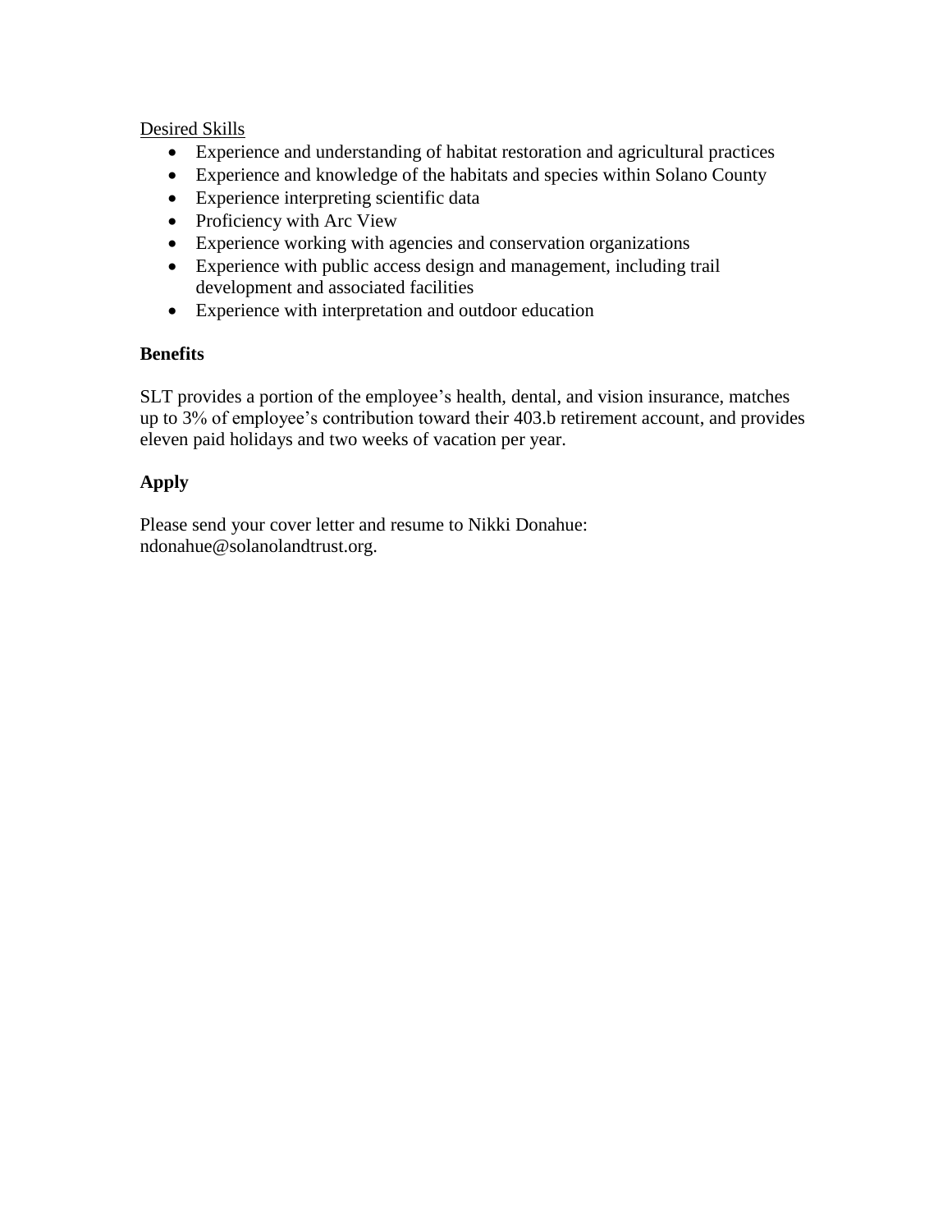Desired Skills

- Experience and understanding of habitat restoration and agricultural practices
- Experience and knowledge of the habitats and species within Solano County
- Experience interpreting scientific data
- Proficiency with Arc View
- Experience working with agencies and conservation organizations
- Experience with public access design and management, including trail development and associated facilities
- Experience with interpretation and outdoor education

**Benefits**

SLT provides a portion of the employee's health, dental, and vision insurance, matches up to 3% of employee's contribution toward their 403.b retirement account, and provides eleven paid holidays and two weeks of vacation per year.

**Apply**

Please send your cover letter and resume to Nikki Donahue: ndonahue@solanolandtrust.org.